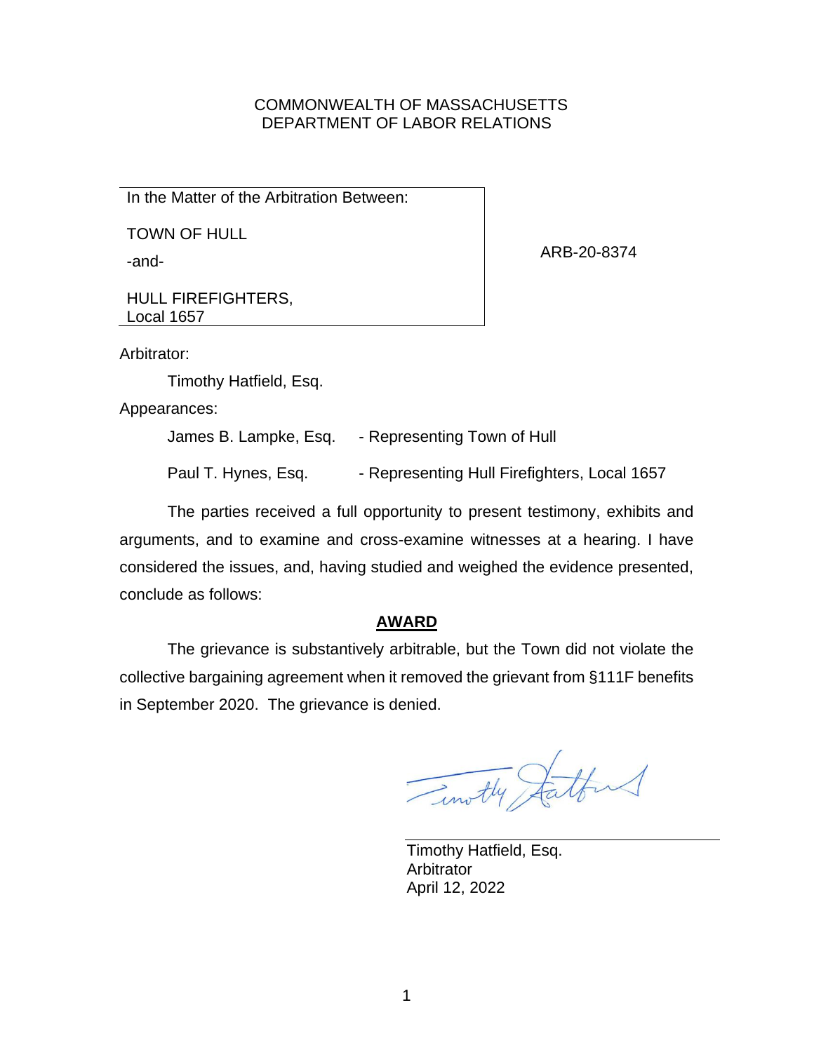COMMONWEALTH OF MASSACHUSETTS
DEPARTMENT OF LABOR RELATIONS

| In the Matter of the Arbitration Between: | |
|---|---|
| TOWN OF HULL | ARB-20-8374 |
| -and- | |
| HULL FIREFIGHTERS, Local 1657 | |

Arbitrator:

Timothy Hatfield, Esq.

Appearances:

James B. Lampke, Esq. - Representing Town of Hull

Paul T. Hynes, Esq. - Representing Hull Firefighters, Local 1657

The parties received a full opportunity to present testimony, exhibits and arguments, and to examine and cross-examine witnesses at a hearing. I have considered the issues, and, having studied and weighed the evidence presented, conclude as follows:

## AWARD

The grievance is substantively arbitrable, but the Town did not violate the collective bargaining agreement when it removed the grievant from §111F benefits in September 2020. The grievance is denied.

Timothy Hatfield, Esq.
Arbitrator
April 12, 2022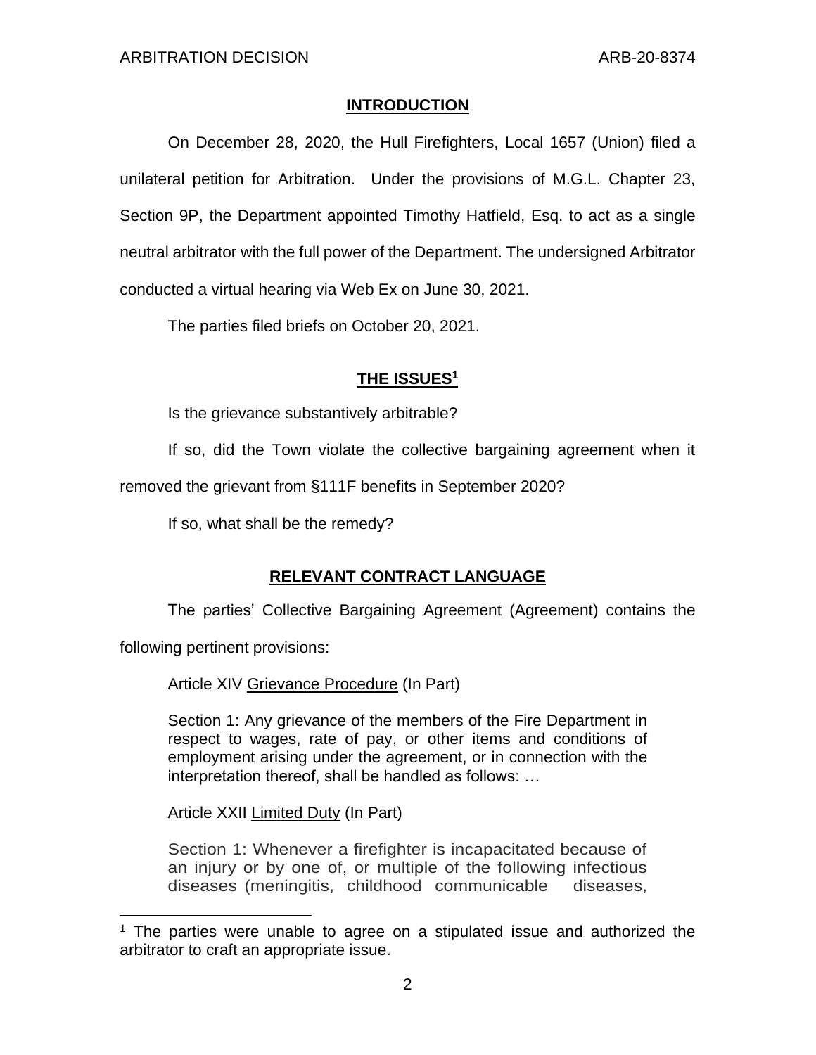## INTRODUCTION

On December 28, 2020, the Hull Firefighters, Local 1657 (Union) filed a unilateral petition for Arbitration. Under the provisions of M.G.L. Chapter 23, Section 9P, the Department appointed Timothy Hatfield, Esq. to act as a single neutral arbitrator with the full power of the Department. The undersigned Arbitrator conducted a virtual hearing via Web Ex on June 30, 2021.

The parties filed briefs on October 20, 2021.

## THE ISSUES[1]

Is the grievance substantively arbitrable?

If so, did the Town violate the collective bargaining agreement when it removed the grievant from §111F benefits in September 2020?

If so, what shall be the remedy?

## RELEVANT CONTRACT LANGUAGE

The parties' Collective Bargaining Agreement (Agreement) contains the following pertinent provisions:

> Article XIV Grievance Procedure (In Part)
>
> Section 1: Any grievance of the members of the Fire Department in respect to wages, rate of pay, or other items and conditions of employment arising under the agreement, or in connection with the interpretation thereof, shall be handled as follows: …
>
> Article XXII Limited Duty (In Part)
>
> Section 1: Whenever a firefighter is incapacitated because of an injury or by one of, or multiple of the following infectious diseases (meningitis, childhood communicable diseases,

[1] The parties were unable to agree on a stipulated issue and authorized the arbitrator to craft an appropriate issue.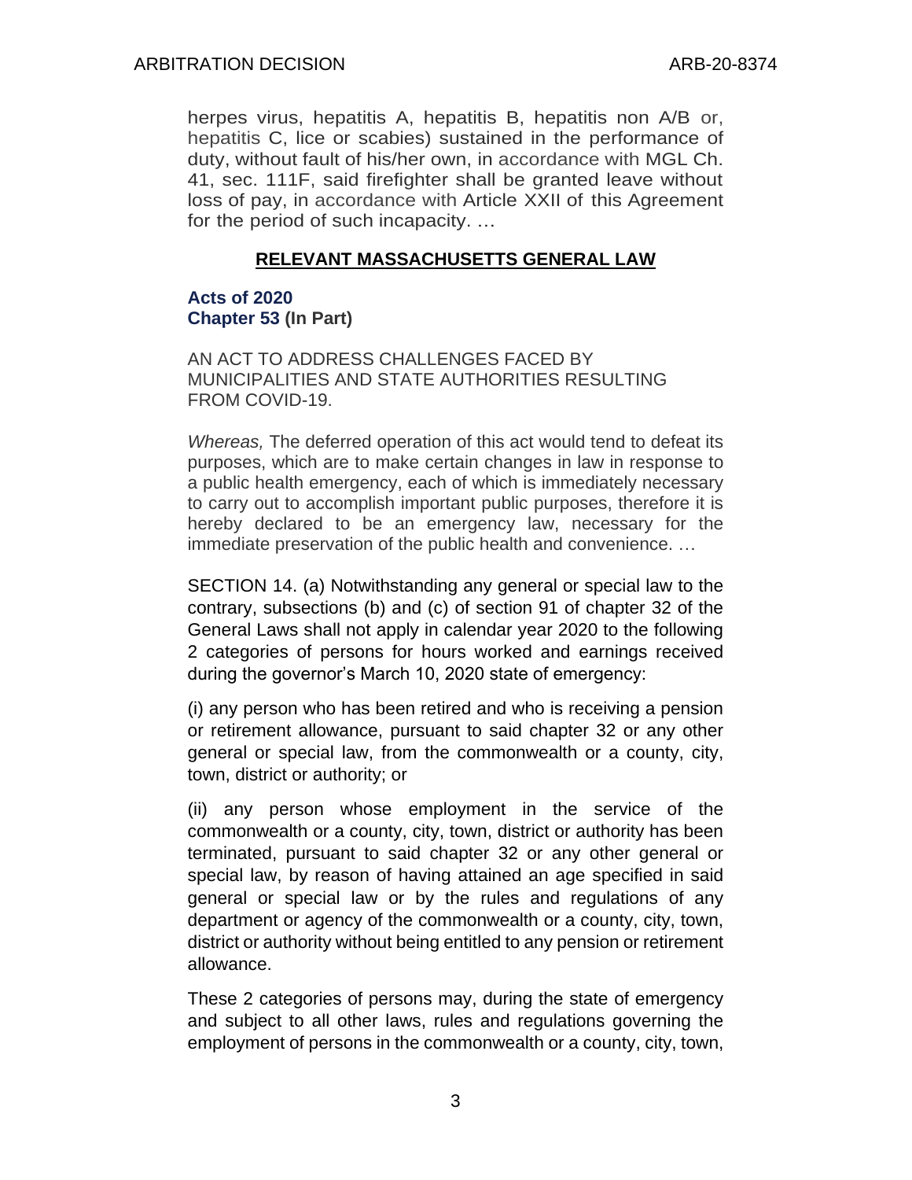herpes virus, hepatitis A, hepatitis B, hepatitis non A/B or, hepatitis C, lice or scabies) sustained in the performance of duty, without fault of his/her own, in accordance with MGL Ch. 41, sec. 111F, said firefighter shall be granted leave without loss of pay, in accordance with Article XXII of this Agreement for the period of such incapacity. …

## RELEVANT MASSACHUSETTS GENERAL LAW

**Acts of 2020**
**Chapter 53 (In Part)**

AN ACT TO ADDRESS CHALLENGES FACED BY MUNICIPALITIES AND STATE AUTHORITIES RESULTING FROM COVID-19.

*Whereas,* The deferred operation of this act would tend to defeat its purposes, which are to make certain changes in law in response to a public health emergency, each of which is immediately necessary to carry out to accomplish important public purposes, therefore it is hereby declared to be an emergency law, necessary for the immediate preservation of the public health and convenience. …

SECTION 14. (a) Notwithstanding any general or special law to the contrary, subsections (b) and (c) of section 91 of chapter 32 of the General Laws shall not apply in calendar year 2020 to the following 2 categories of persons for hours worked and earnings received during the governor's March 10, 2020 state of emergency:

(i) any person who has been retired and who is receiving a pension or retirement allowance, pursuant to said chapter 32 or any other general or special law, from the commonwealth or a county, city, town, district or authority; or

(ii) any person whose employment in the service of the commonwealth or a county, city, town, district or authority has been terminated, pursuant to said chapter 32 or any other general or special law, by reason of having attained an age specified in said general or special law or by the rules and regulations of any department or agency of the commonwealth or a county, city, town, district or authority without being entitled to any pension or retirement allowance.

These 2 categories of persons may, during the state of emergency and subject to all other laws, rules and regulations governing the employment of persons in the commonwealth or a county, city, town,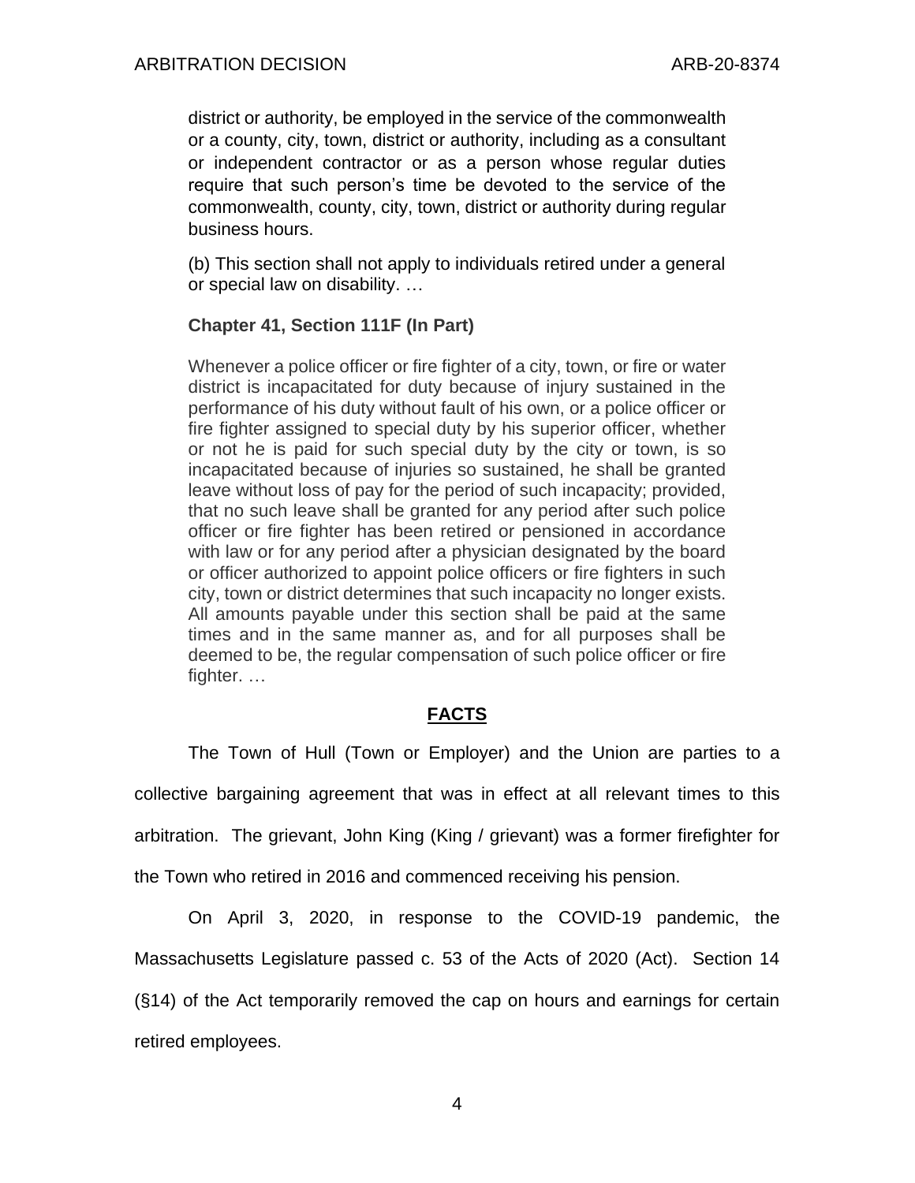> district or authority, be employed in the service of the commonwealth or a county, city, town, district or authority, including as a consultant or independent contractor or as a person whose regular duties require that such person's time be devoted to the service of the commonwealth, county, city, town, district or authority during regular business hours.
>
> (b) This section shall not apply to individuals retired under a general or special law on disability. …
>
> **Chapter 41, Section 111F (In Part)**
>
> Whenever a police officer or fire fighter of a city, town, or fire or water district is incapacitated for duty because of injury sustained in the performance of his duty without fault of his own, or a police officer or fire fighter assigned to special duty by his superior officer, whether or not he is paid for such special duty by the city or town, is so incapacitated because of injuries so sustained, he shall be granted leave without loss of pay for the period of such incapacity; provided, that no such leave shall be granted for any period after such police officer or fire fighter has been retired or pensioned in accordance with law or for any period after a physician designated by the board or officer authorized to appoint police officers or fire fighters in such city, town or district determines that such incapacity no longer exists. All amounts payable under this section shall be paid at the same times and in the same manner as, and for all purposes shall be deemed to be, the regular compensation of such police officer or fire fighter. …

## FACTS

The Town of Hull (Town or Employer) and the Union are parties to a collective bargaining agreement that was in effect at all relevant times to this arbitration. The grievant, John King (King / grievant) was a former firefighter for the Town who retired in 2016 and commenced receiving his pension.

On April 3, 2020, in response to the COVID-19 pandemic, the Massachusetts Legislature passed c. 53 of the Acts of 2020 (Act). Section 14 (§14) of the Act temporarily removed the cap on hours and earnings for certain retired employees.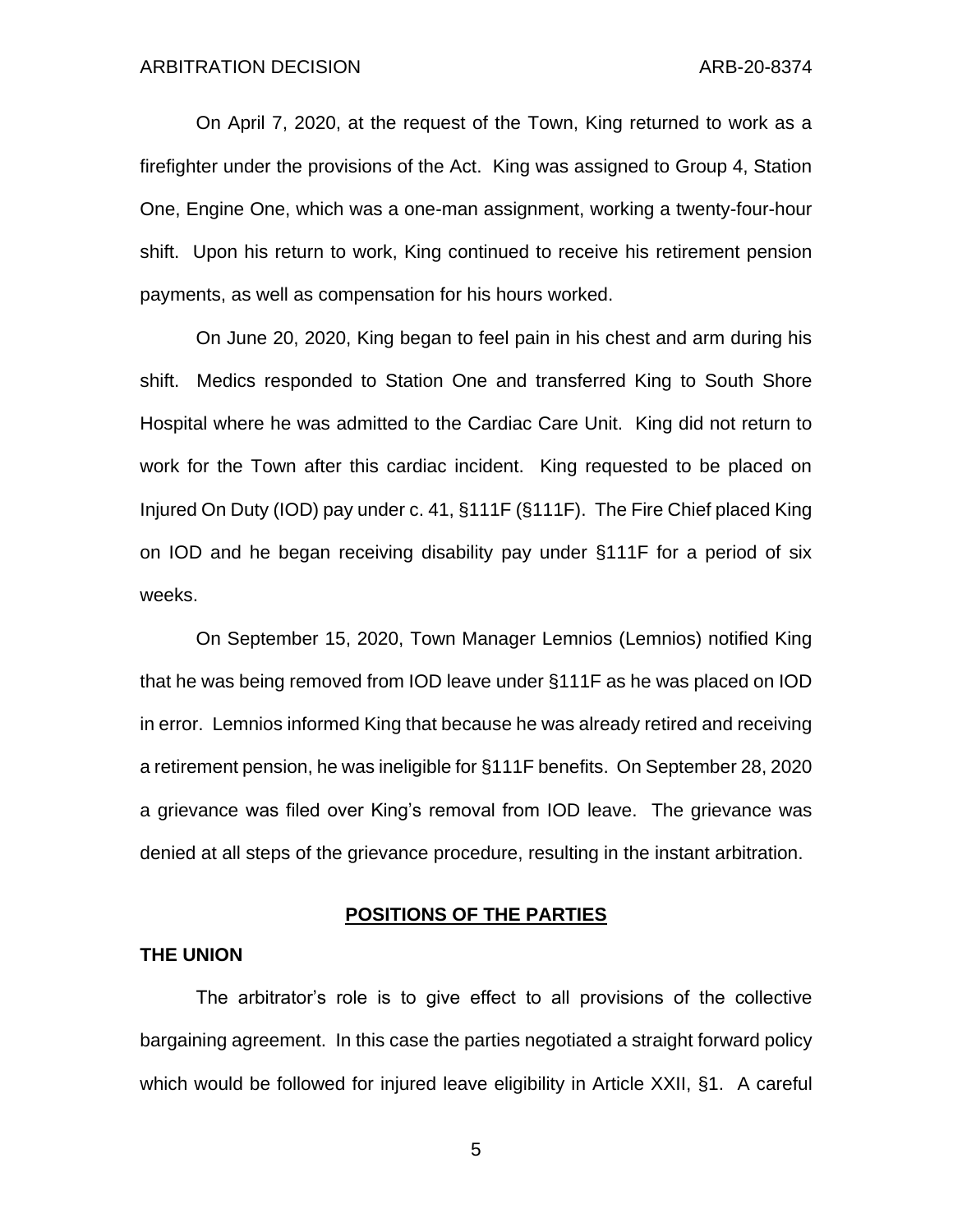On April 7, 2020, at the request of the Town, King returned to work as a firefighter under the provisions of the Act. King was assigned to Group 4, Station One, Engine One, which was a one-man assignment, working a twenty-four-hour shift. Upon his return to work, King continued to receive his retirement pension payments, as well as compensation for his hours worked.

On June 20, 2020, King began to feel pain in his chest and arm during his shift. Medics responded to Station One and transferred King to South Shore Hospital where he was admitted to the Cardiac Care Unit. King did not return to work for the Town after this cardiac incident. King requested to be placed on Injured On Duty (IOD) pay under c. 41, §111F (§111F). The Fire Chief placed King on IOD and he began receiving disability pay under §111F for a period of six weeks.

On September 15, 2020, Town Manager Lemnios (Lemnios) notified King that he was being removed from IOD leave under §111F as he was placed on IOD in error. Lemnios informed King that because he was already retired and receiving a retirement pension, he was ineligible for §111F benefits. On September 28, 2020 a grievance was filed over King's removal from IOD leave. The grievance was denied at all steps of the grievance procedure, resulting in the instant arbitration.

## POSITIONS OF THE PARTIES

### THE UNION

The arbitrator's role is to give effect to all provisions of the collective bargaining agreement. In this case the parties negotiated a straight forward policy which would be followed for injured leave eligibility in Article XXII, §1. A careful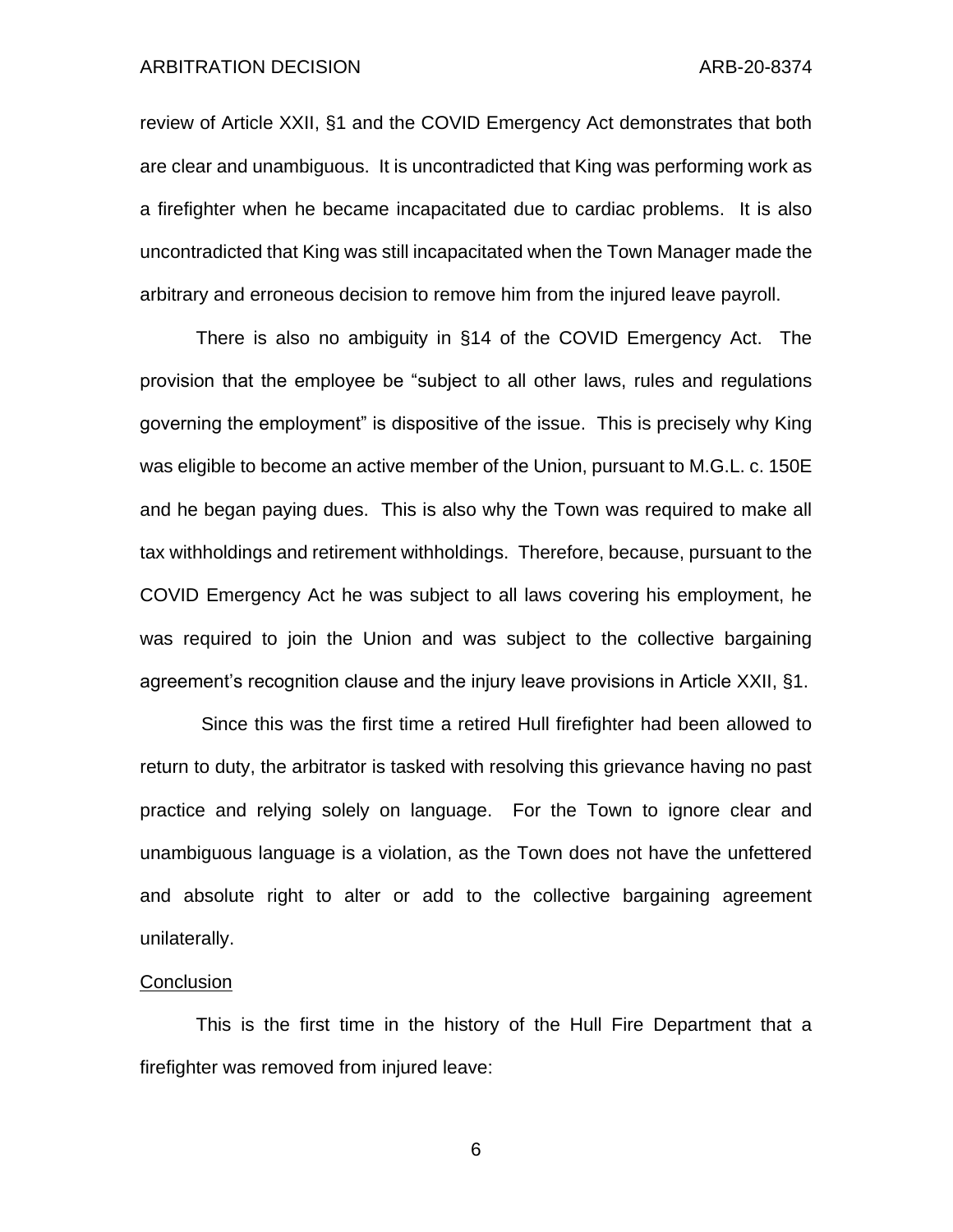review of Article XXII, §1 and the COVID Emergency Act demonstrates that both are clear and unambiguous. It is uncontradicted that King was performing work as a firefighter when he became incapacitated due to cardiac problems. It is also uncontradicted that King was still incapacitated when the Town Manager made the arbitrary and erroneous decision to remove him from the injured leave payroll.

There is also no ambiguity in §14 of the COVID Emergency Act. The provision that the employee be "subject to all other laws, rules and regulations governing the employment" is dispositive of the issue. This is precisely why King was eligible to become an active member of the Union, pursuant to M.G.L. c. 150E and he began paying dues. This is also why the Town was required to make all tax withholdings and retirement withholdings. Therefore, because, pursuant to the COVID Emergency Act he was subject to all laws covering his employment, he was required to join the Union and was subject to the collective bargaining agreement's recognition clause and the injury leave provisions in Article XXII, §1.

Since this was the first time a retired Hull firefighter had been allowed to return to duty, the arbitrator is tasked with resolving this grievance having no past practice and relying solely on language. For the Town to ignore clear and unambiguous language is a violation, as the Town does not have the unfettered and absolute right to alter or add to the collective bargaining agreement unilaterally.

<u>Conclusion</u>

This is the first time in the history of the Hull Fire Department that a firefighter was removed from injured leave: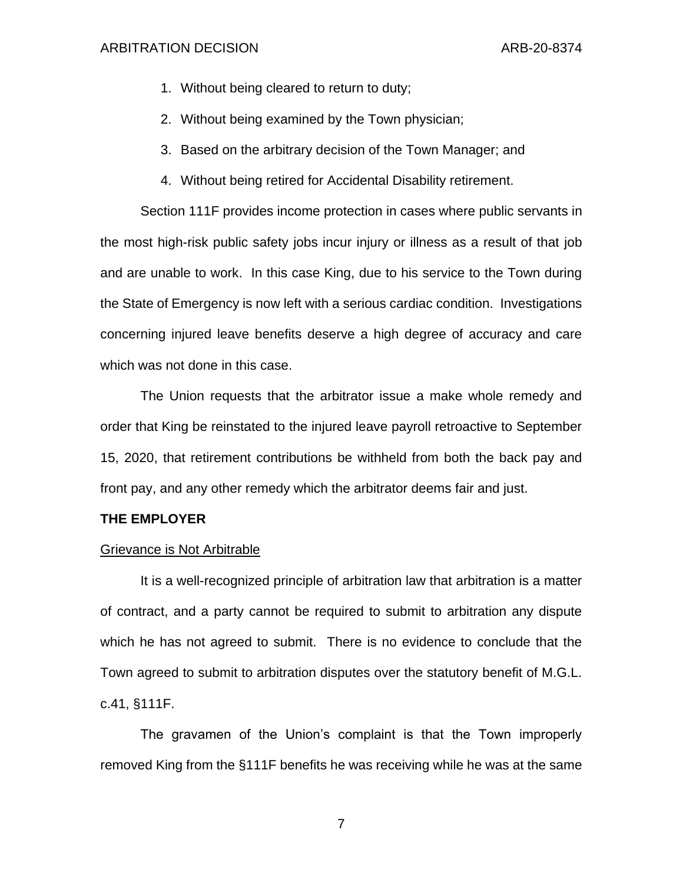1. Without being cleared to return to duty;
2. Without being examined by the Town physician;
3. Based on the arbitrary decision of the Town Manager; and
4. Without being retired for Accidental Disability retirement.

Section 111F provides income protection in cases where public servants in the most high-risk public safety jobs incur injury or illness as a result of that job and are unable to work. In this case King, due to his service to the Town during the State of Emergency is now left with a serious cardiac condition. Investigations concerning injured leave benefits deserve a high degree of accuracy and care which was not done in this case.

The Union requests that the arbitrator issue a make whole remedy and order that King be reinstated to the injured leave payroll retroactive to September 15, 2020, that retirement contributions be withheld from both the back pay and front pay, and any other remedy which the arbitrator deems fair and just.

**THE EMPLOYER**

<u>Grievance is Not Arbitrable</u>

It is a well-recognized principle of arbitration law that arbitration is a matter of contract, and a party cannot be required to submit to arbitration any dispute which he has not agreed to submit. There is no evidence to conclude that the Town agreed to submit to arbitration disputes over the statutory benefit of M.G.L. c.41, §111F.

The gravamen of the Union's complaint is that the Town improperly removed King from the §111F benefits he was receiving while he was at the same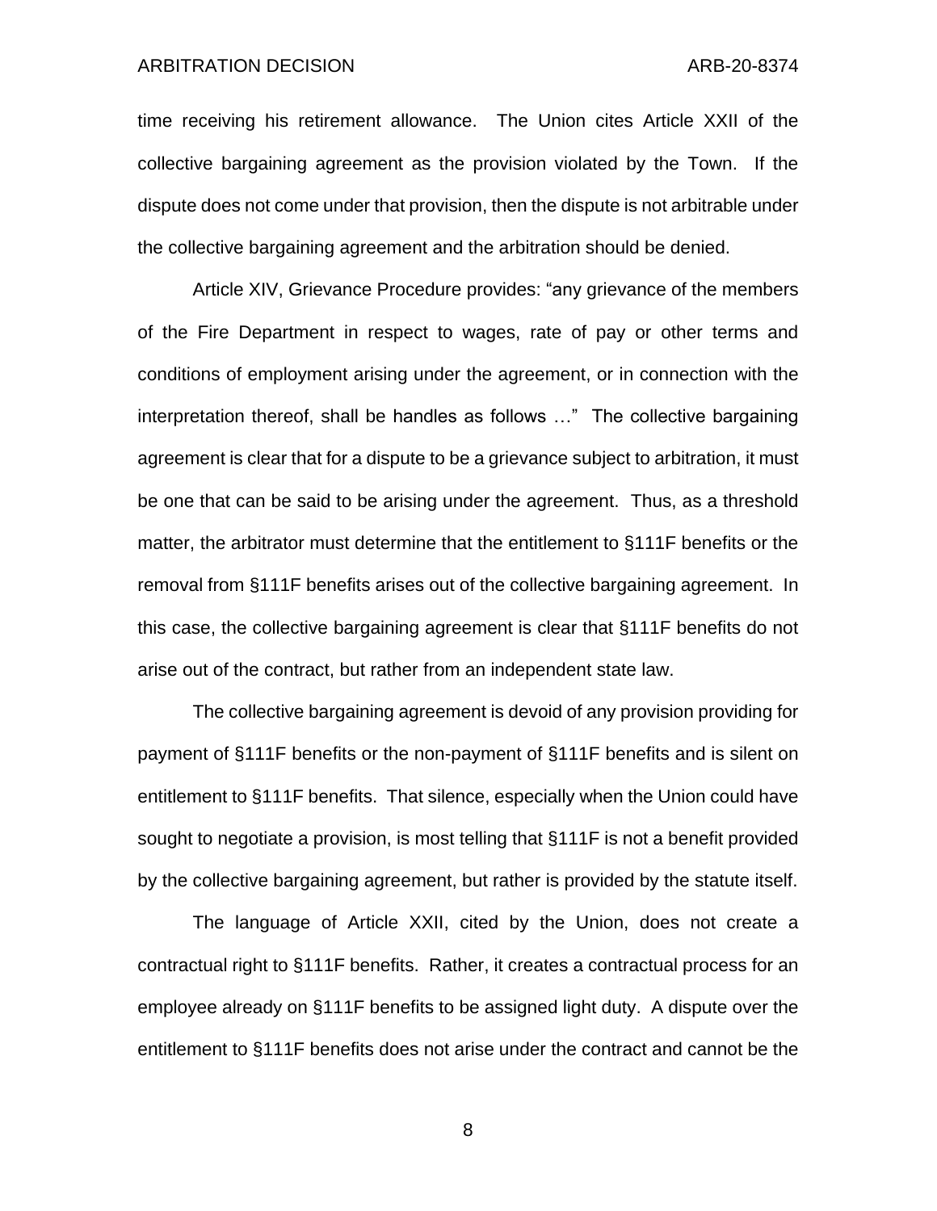time receiving his retirement allowance. The Union cites Article XXII of the collective bargaining agreement as the provision violated by the Town. If the dispute does not come under that provision, then the dispute is not arbitrable under the collective bargaining agreement and the arbitration should be denied.

Article XIV, Grievance Procedure provides: "any grievance of the members of the Fire Department in respect to wages, rate of pay or other terms and conditions of employment arising under the agreement, or in connection with the interpretation thereof, shall be handles as follows …" The collective bargaining agreement is clear that for a dispute to be a grievance subject to arbitration, it must be one that can be said to be arising under the agreement. Thus, as a threshold matter, the arbitrator must determine that the entitlement to §111F benefits or the removal from §111F benefits arises out of the collective bargaining agreement. In this case, the collective bargaining agreement is clear that §111F benefits do not arise out of the contract, but rather from an independent state law.

The collective bargaining agreement is devoid of any provision providing for payment of §111F benefits or the non-payment of §111F benefits and is silent on entitlement to §111F benefits. That silence, especially when the Union could have sought to negotiate a provision, is most telling that §111F is not a benefit provided by the collective bargaining agreement, but rather is provided by the statute itself.

The language of Article XXII, cited by the Union, does not create a contractual right to §111F benefits. Rather, it creates a contractual process for an employee already on §111F benefits to be assigned light duty. A dispute over the entitlement to §111F benefits does not arise under the contract and cannot be the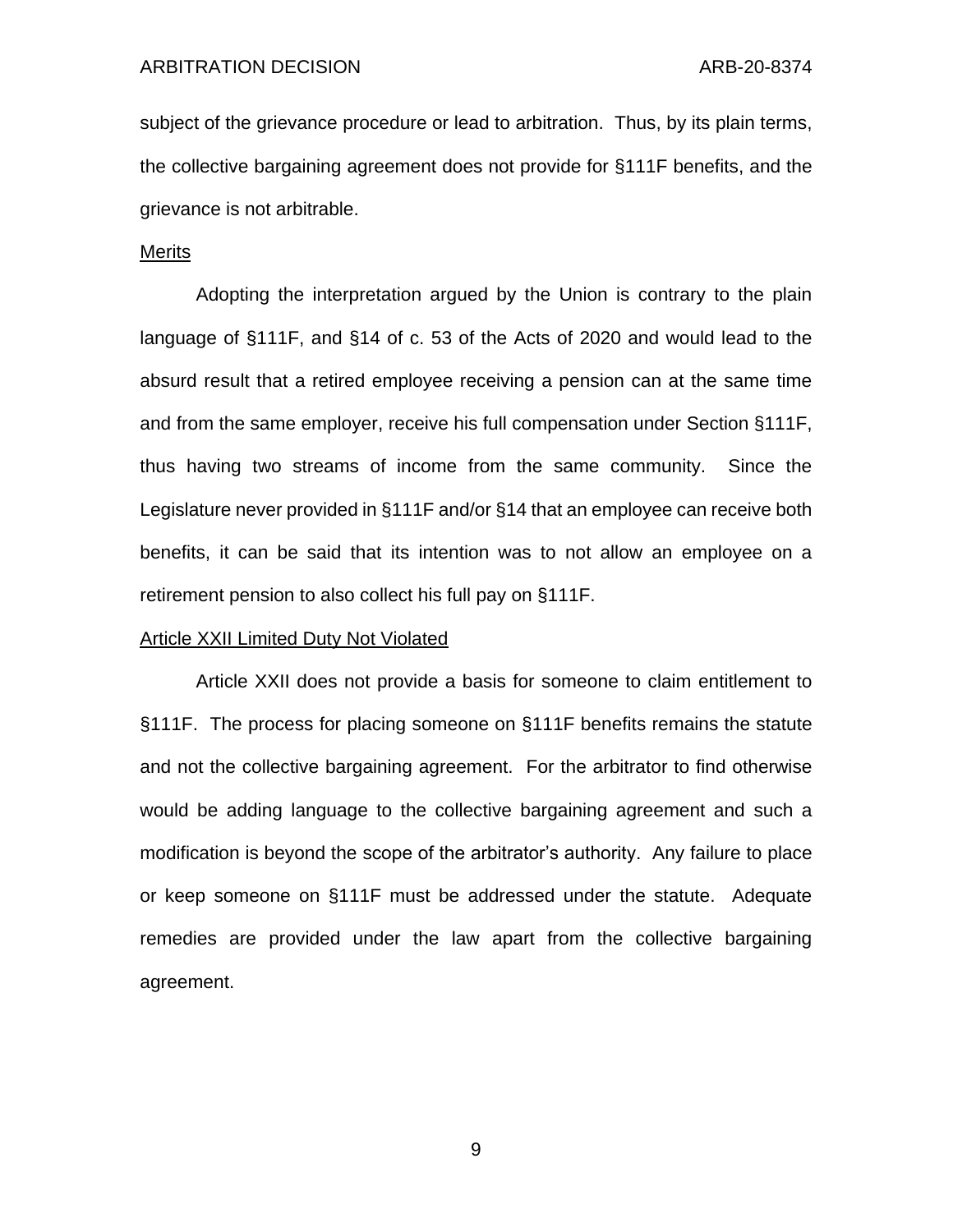subject of the grievance procedure or lead to arbitration. Thus, by its plain terms, the collective bargaining agreement does not provide for §111F benefits, and the grievance is not arbitrable.

Merits

Adopting the interpretation argued by the Union is contrary to the plain language of §111F, and §14 of c. 53 of the Acts of 2020 and would lead to the absurd result that a retired employee receiving a pension can at the same time and from the same employer, receive his full compensation under Section §111F, thus having two streams of income from the same community. Since the Legislature never provided in §111F and/or §14 that an employee can receive both benefits, it can be said that its intention was to not allow an employee on a retirement pension to also collect his full pay on §111F.

Article XXII Limited Duty Not Violated

Article XXII does not provide a basis for someone to claim entitlement to §111F. The process for placing someone on §111F benefits remains the statute and not the collective bargaining agreement. For the arbitrator to find otherwise would be adding language to the collective bargaining agreement and such a modification is beyond the scope of the arbitrator's authority. Any failure to place or keep someone on §111F must be addressed under the statute. Adequate remedies are provided under the law apart from the collective bargaining agreement.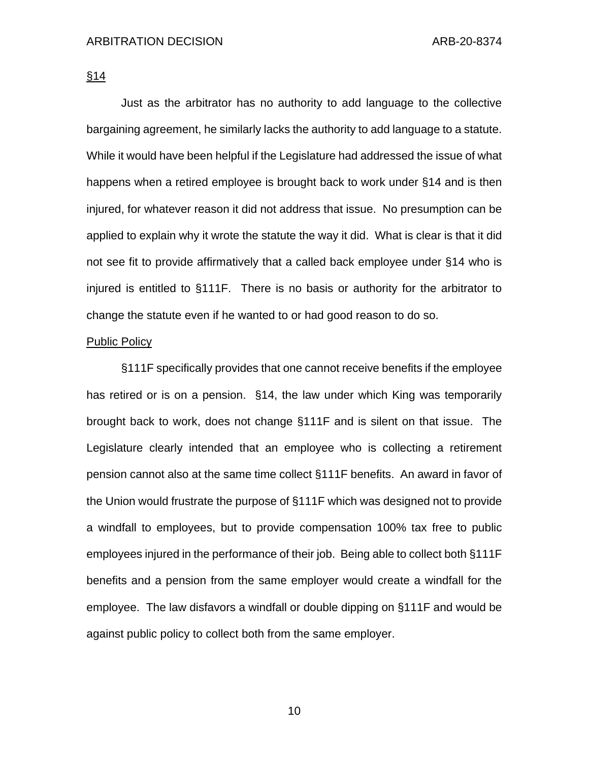<u>§14</u>

Just as the arbitrator has no authority to add language to the collective bargaining agreement, he similarly lacks the authority to add language to a statute. While it would have been helpful if the Legislature had addressed the issue of what happens when a retired employee is brought back to work under §14 and is then injured, for whatever reason it did not address that issue. No presumption can be applied to explain why it wrote the statute the way it did. What is clear is that it did not see fit to provide affirmatively that a called back employee under §14 who is injured is entitled to §111F. There is no basis or authority for the arbitrator to change the statute even if he wanted to or had good reason to do so.

<u>Public Policy</u>

§111F specifically provides that one cannot receive benefits if the employee has retired or is on a pension. §14, the law under which King was temporarily brought back to work, does not change §111F and is silent on that issue. The Legislature clearly intended that an employee who is collecting a retirement pension cannot also at the same time collect §111F benefits. An award in favor of the Union would frustrate the purpose of §111F which was designed not to provide a windfall to employees, but to provide compensation 100% tax free to public employees injured in the performance of their job. Being able to collect both §111F benefits and a pension from the same employer would create a windfall for the employee. The law disfavors a windfall or double dipping on §111F and would be against public policy to collect both from the same employer.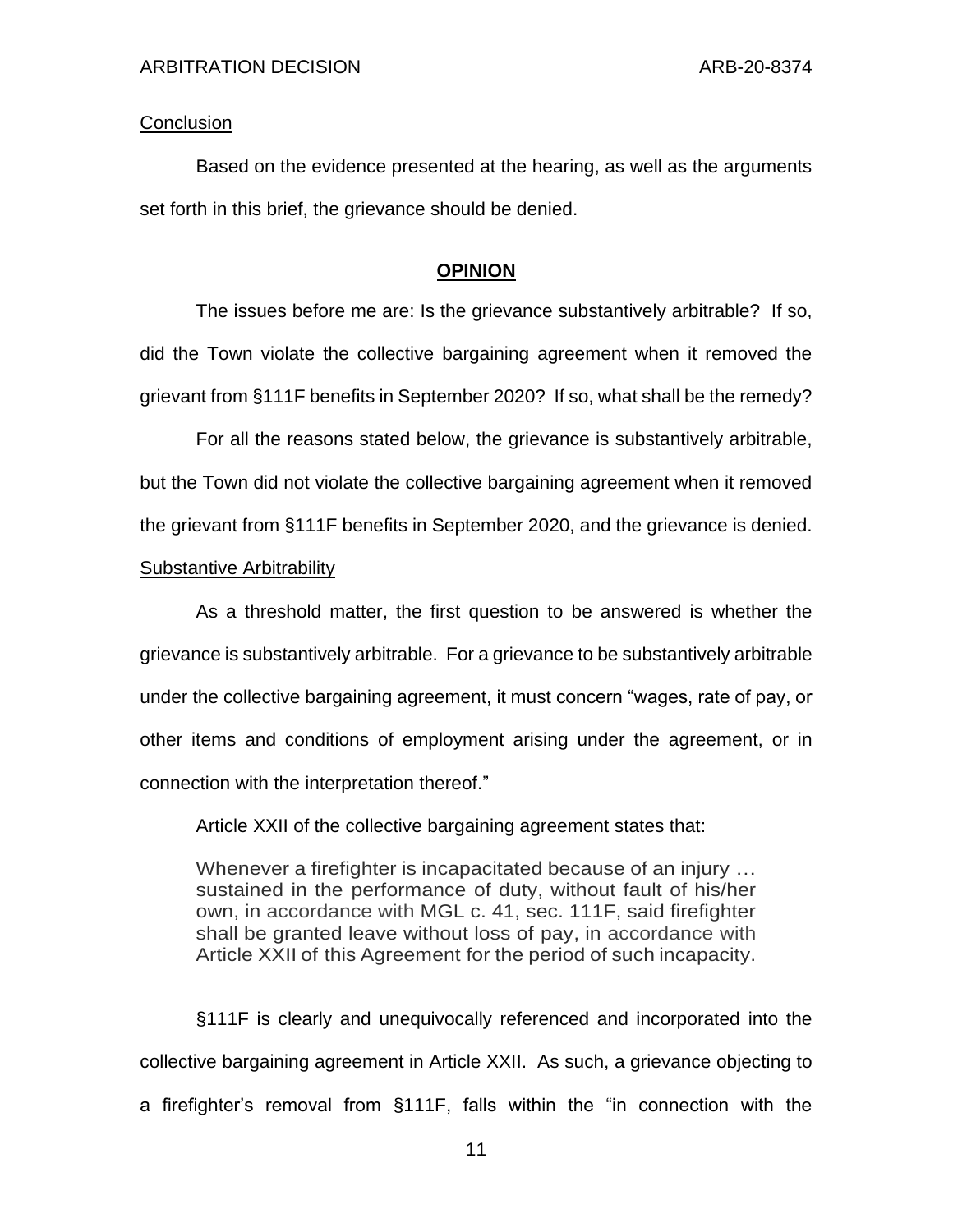Conclusion

Based on the evidence presented at the hearing, as well as the arguments set forth in this brief, the grievance should be denied.

## OPINION

The issues before me are: Is the grievance substantively arbitrable? If so, did the Town violate the collective bargaining agreement when it removed the grievant from §111F benefits in September 2020? If so, what shall be the remedy?

For all the reasons stated below, the grievance is substantively arbitrable, but the Town did not violate the collective bargaining agreement when it removed the grievant from §111F benefits in September 2020, and the grievance is denied.

### Substantive Arbitrability

As a threshold matter, the first question to be answered is whether the grievance is substantively arbitrable. For a grievance to be substantively arbitrable under the collective bargaining agreement, it must concern "wages, rate of pay, or other items and conditions of employment arising under the agreement, or in connection with the interpretation thereof."

Article XXII of the collective bargaining agreement states that:

> Whenever a firefighter is incapacitated because of an injury … sustained in the performance of duty, without fault of his/her own, in accordance with MGL c. 41, sec. 111F, said firefighter shall be granted leave without loss of pay, in accordance with Article XXII of this Agreement for the period of such incapacity.

§111F is clearly and unequivocally referenced and incorporated into the collective bargaining agreement in Article XXII. As such, a grievance objecting to a firefighter's removal from §111F, falls within the "in connection with the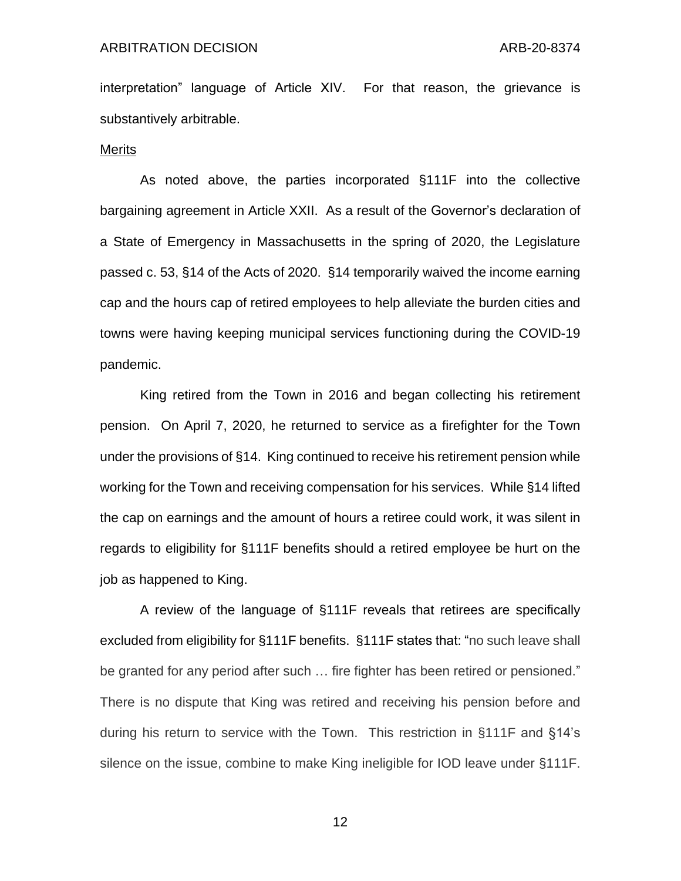interpretation" language of Article XIV. For that reason, the grievance is substantively arbitrable.

<u>Merits</u>

As noted above, the parties incorporated §111F into the collective bargaining agreement in Article XXII. As a result of the Governor's declaration of a State of Emergency in Massachusetts in the spring of 2020, the Legislature passed c. 53, §14 of the Acts of 2020. §14 temporarily waived the income earning cap and the hours cap of retired employees to help alleviate the burden cities and towns were having keeping municipal services functioning during the COVID-19 pandemic.

King retired from the Town in 2016 and began collecting his retirement pension. On April 7, 2020, he returned to service as a firefighter for the Town under the provisions of §14. King continued to receive his retirement pension while working for the Town and receiving compensation for his services. While §14 lifted the cap on earnings and the amount of hours a retiree could work, it was silent in regards to eligibility for §111F benefits should a retired employee be hurt on the job as happened to King.

A review of the language of §111F reveals that retirees are specifically excluded from eligibility for §111F benefits. §111F states that: "no such leave shall be granted for any period after such … fire fighter has been retired or pensioned." There is no dispute that King was retired and receiving his pension before and during his return to service with the Town. This restriction in §111F and §14's silence on the issue, combine to make King ineligible for IOD leave under §111F.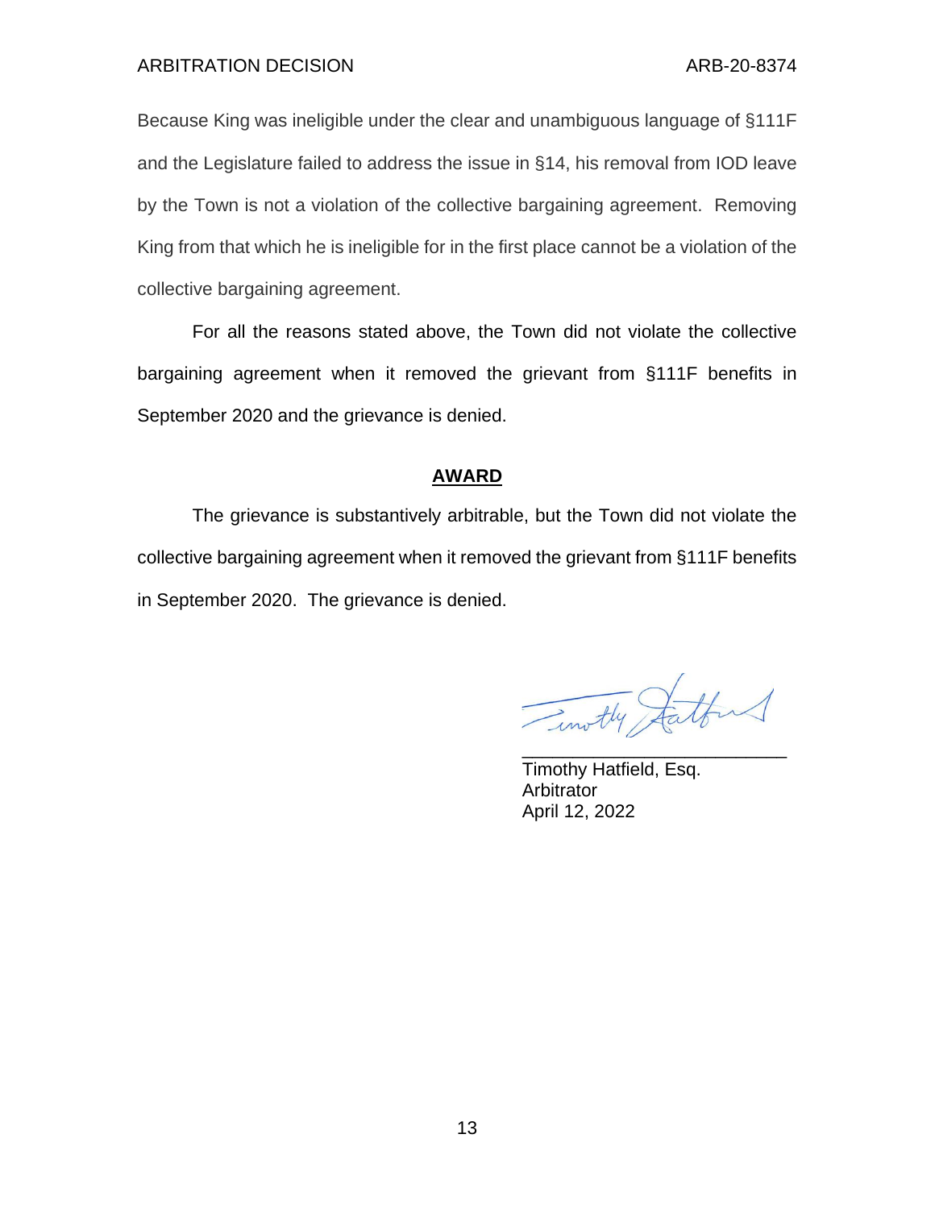Because King was ineligible under the clear and unambiguous language of §111F and the Legislature failed to address the issue in §14, his removal from IOD leave by the Town is not a violation of the collective bargaining agreement. Removing King from that which he is ineligible for in the first place cannot be a violation of the collective bargaining agreement.

For all the reasons stated above, the Town did not violate the collective bargaining agreement when it removed the grievant from §111F benefits in September 2020 and the grievance is denied.

## **AWARD**

The grievance is substantively arbitrable, but the Town did not violate the collective bargaining agreement when it removed the grievant from §111F benefits in September 2020. The grievance is denied.

\_\_\_\_\_\_\_\_\_\_\_\_\_\_\_\_\_\_\_\_\_\_\_\_\_\_\_

Timothy Hatfield, Esq.
Arbitrator
April 12, 2022